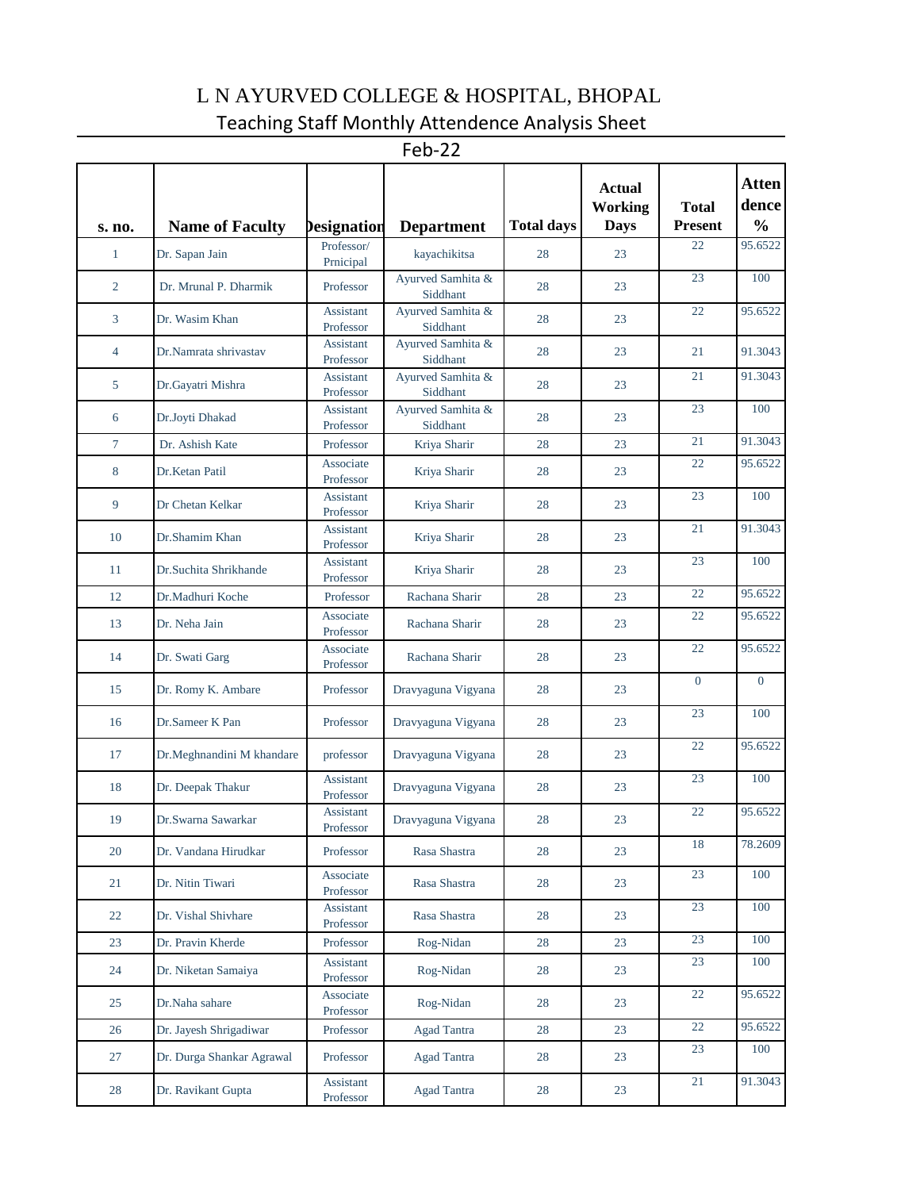# L N AYURVED COLLEGE & HOSPITAL, BHOPAL

## Teaching Staff Monthly Attendence Analysis Sheet

### Feb-22

| s. no. | Name of Faculty | Designation | Department | Total days | Actual Working Days | Total Present | Attendence % |
|---|---|---|---|---|---|---|---|
| 1 | Dr. Sapan Jain | Professor/ Prnicipal | kayachikitsa | 28 | 23 | 22 | 95.6522 |
| 2 | Dr. Mrunal P. Dharmik | Professor | Ayurved Samhita & Siddhant | 28 | 23 | 23 | 100 |
| 3 | Dr. Wasim Khan | Assistant Professor | Ayurved Samhita & Siddhant | 28 | 23 | 22 | 95.6522 |
| 4 | Dr.Namrata shrivastav | Assistant Professor | Ayurved Samhita & Siddhant | 28 | 23 | 21 | 91.3043 |
| 5 | Dr.Gayatri Mishra | Assistant Professor | Ayurved Samhita & Siddhant | 28 | 23 | 21 | 91.3043 |
| 6 | Dr.Joyti Dhakad | Assistant Professor | Ayurved Samhita & Siddhant | 28 | 23 | 23 | 100 |
| 7 | Dr. Ashish Kate | Professor | Kriya Sharir | 28 | 23 | 21 | 91.3043 |
| 8 | Dr.Ketan Patil | Associate Professor | Kriya Sharir | 28 | 23 | 22 | 95.6522 |
| 9 | Dr Chetan Kelkar | Assistant Professor | Kriya Sharir | 28 | 23 | 23 | 100 |
| 10 | Dr.Shamim Khan | Assistant Professor | Kriya Sharir | 28 | 23 | 21 | 91.3043 |
| 11 | Dr.Suchita Shrikhande | Assistant Professor | Kriya Sharir | 28 | 23 | 23 | 100 |
| 12 | Dr.Madhuri Koche | Professor | Rachana Sharir | 28 | 23 | 22 | 95.6522 |
| 13 | Dr. Neha Jain | Associate Professor | Rachana Sharir | 28 | 23 | 22 | 95.6522 |
| 14 | Dr. Swati Garg | Associate Professor | Rachana Sharir | 28 | 23 | 22 | 95.6522 |
| 15 | Dr. Romy K. Ambare | Professor | Dravyaguna Vigyana | 28 | 23 | 0 | 0 |
| 16 | Dr.Sameer K Pan | Professor | Dravyaguna Vigyana | 28 | 23 | 23 | 100 |
| 17 | Dr.Meghnandini M khandare | professor | Dravyaguna Vigyana | 28 | 23 | 22 | 95.6522 |
| 18 | Dr. Deepak Thakur | Assistant Professor | Dravyaguna Vigyana | 28 | 23 | 23 | 100 |
| 19 | Dr.Swarna Sawarkar | Assistant Professor | Dravyaguna Vigyana | 28 | 23 | 22 | 95.6522 |
| 20 | Dr. Vandana Hirudkar | Professor | Rasa Shastra | 28 | 23 | 18 | 78.2609 |
| 21 | Dr. Nitin Tiwari | Associate Professor | Rasa Shastra | 28 | 23 | 23 | 100 |
| 22 | Dr. Vishal Shivhare | Assistant Professor | Rasa Shastra | 28 | 23 | 23 | 100 |
| 23 | Dr. Pravin Kherde | Professor | Rog-Nidan | 28 | 23 | 23 | 100 |
| 24 | Dr. Niketan Samaiya | Assistant Professor | Rog-Nidan | 28 | 23 | 23 | 100 |
| 25 | Dr.Naha sahare | Associate Professor | Rog-Nidan | 28 | 23 | 22 | 95.6522 |
| 26 | Dr. Jayesh Shrigadiwar | Professor | Agad Tantra | 28 | 23 | 22 | 95.6522 |
| 27 | Dr. Durga Shankar Agrawal | Professor | Agad Tantra | 28 | 23 | 23 | 100 |
| 28 | Dr. Ravikant Gupta | Assistant Professor | Agad Tantra | 28 | 23 | 21 | 91.3043 |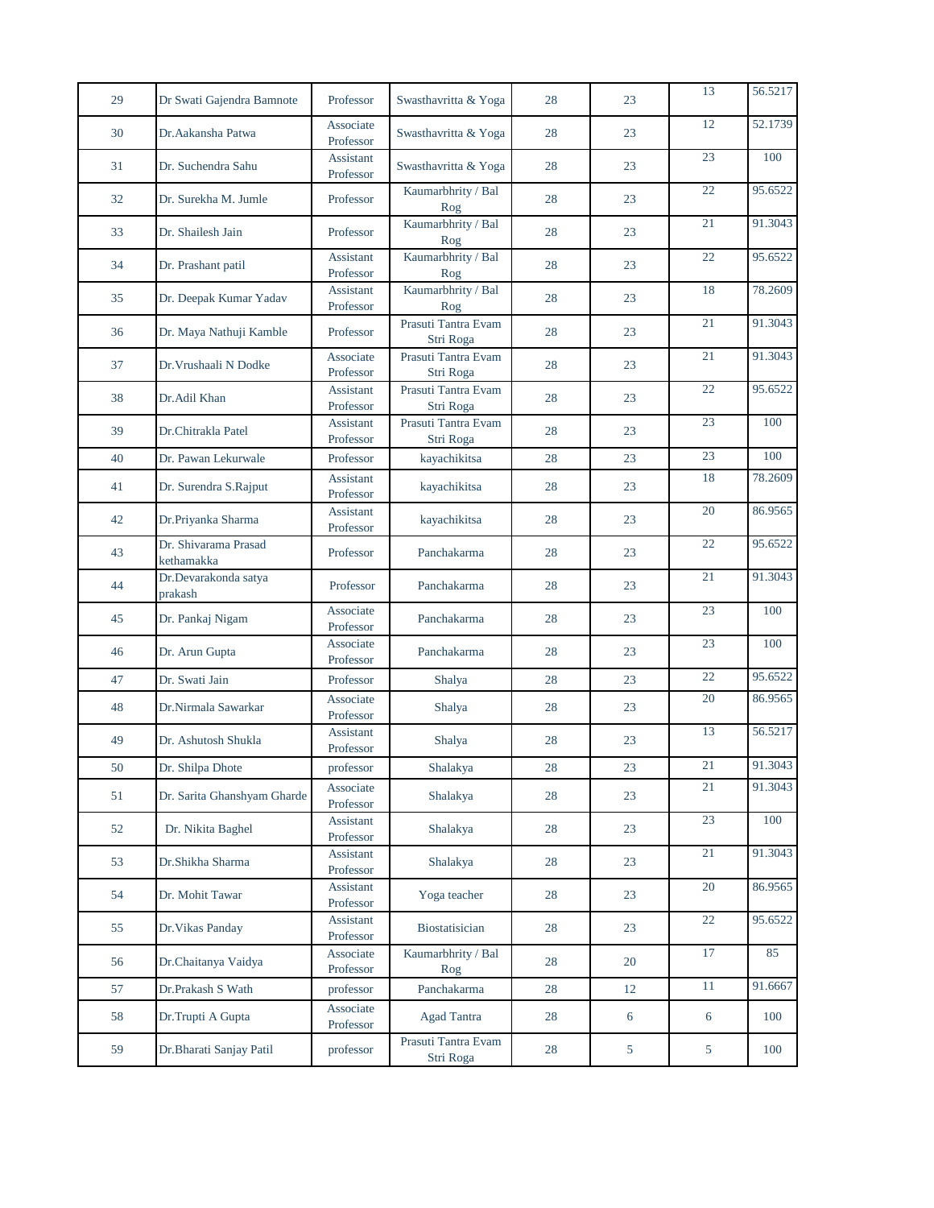| | | | | | | | |
|---|---|---|---|---|---|---|---|
| 29 | Dr Swati Gajendra Bamnote | Professor | Swasthavritta & Yoga | 28 | 23 | 13 | 56.5217 |
| 30 | Dr.Aakansha Patwa | Associate Professor | Swasthavritta & Yoga | 28 | 23 | 12 | 52.1739 |
| 31 | Dr. Suchendra Sahu | Assistant Professor | Swasthavritta & Yoga | 28 | 23 | 23 | 100 |
| 32 | Dr. Surekha M. Jumle | Professor | Kaumarbhrity / Bal Rog | 28 | 23 | 22 | 95.6522 |
| 33 | Dr. Shailesh Jain | Professor | Kaumarbhrity / Bal Rog | 28 | 23 | 21 | 91.3043 |
| 34 | Dr. Prashant patil | Assistant Professor | Kaumarbhrity / Bal Rog | 28 | 23 | 22 | 95.6522 |
| 35 | Dr. Deepak Kumar Yadav | Assistant Professor | Kaumarbhrity / Bal Rog | 28 | 23 | 18 | 78.2609 |
| 36 | Dr. Maya Nathuji Kamble | Professor | Prasuti Tantra Evam Stri Roga | 28 | 23 | 21 | 91.3043 |
| 37 | Dr.Vrushaali N Dodke | Associate Professor | Prasuti Tantra Evam Stri Roga | 28 | 23 | 21 | 91.3043 |
| 38 | Dr.Adil Khan | Assistant Professor | Prasuti Tantra Evam Stri Roga | 28 | 23 | 22 | 95.6522 |
| 39 | Dr.Chitrakla Patel | Assistant Professor | Prasuti Tantra Evam Stri Roga | 28 | 23 | 23 | 100 |
| 40 | Dr. Pawan Lekurwale | Professor | kayachikitsa | 28 | 23 | 23 | 100 |
| 41 | Dr. Surendra S.Rajput | Assistant Professor | kayachikitsa | 28 | 23 | 18 | 78.2609 |
| 42 | Dr.Priyanka Sharma | Assistant Professor | kayachikitsa | 28 | 23 | 20 | 86.9565 |
| 43 | Dr. Shivarama Prasad kethamakka | Professor | Panchakarma | 28 | 23 | 22 | 95.6522 |
| 44 | Dr.Devarakonda satya prakash | Professor | Panchakarma | 28 | 23 | 21 | 91.3043 |
| 45 | Dr. Pankaj Nigam | Associate Professor | Panchakarma | 28 | 23 | 23 | 100 |
| 46 | Dr. Arun Gupta | Associate Professor | Panchakarma | 28 | 23 | 23 | 100 |
| 47 | Dr. Swati Jain | Professor | Shalya | 28 | 23 | 22 | 95.6522 |
| 48 | Dr.Nirmala Sawarkar | Associate Professor | Shalya | 28 | 23 | 20 | 86.9565 |
| 49 | Dr. Ashutosh Shukla | Assistant Professor | Shalya | 28 | 23 | 13 | 56.5217 |
| 50 | Dr. Shilpa Dhote | professor | Shalakya | 28 | 23 | 21 | 91.3043 |
| 51 | Dr. Sarita Ghanshyam Gharde | Associate Professor | Shalakya | 28 | 23 | 21 | 91.3043 |
| 52 | Dr. Nikita Baghel | Assistant Professor | Shalakya | 28 | 23 | 23 | 100 |
| 53 | Dr.Shikha Sharma | Assistant Professor | Shalakya | 28 | 23 | 21 | 91.3043 |
| 54 | Dr. Mohit Tawar | Assistant Professor | Yoga teacher | 28 | 23 | 20 | 86.9565 |
| 55 | Dr.Vikas Panday | Assistant Professor | Biostatisician | 28 | 23 | 22 | 95.6522 |
| 56 | Dr.Chaitanya Vaidya | Associate Professor | Kaumarbhrity / Bal Rog | 28 | 20 | 17 | 85 |
| 57 | Dr.Prakash S Wath | professor | Panchakarma | 28 | 12 | 11 | 91.6667 |
| 58 | Dr.Trupti A Gupta | Associate Professor | Agad Tantra | 28 | 6 | 6 | 100 |
| 59 | Dr.Bharati Sanjay Patil | professor | Prasuti Tantra Evam Stri Roga | 28 | 5 | 5 | 100 |